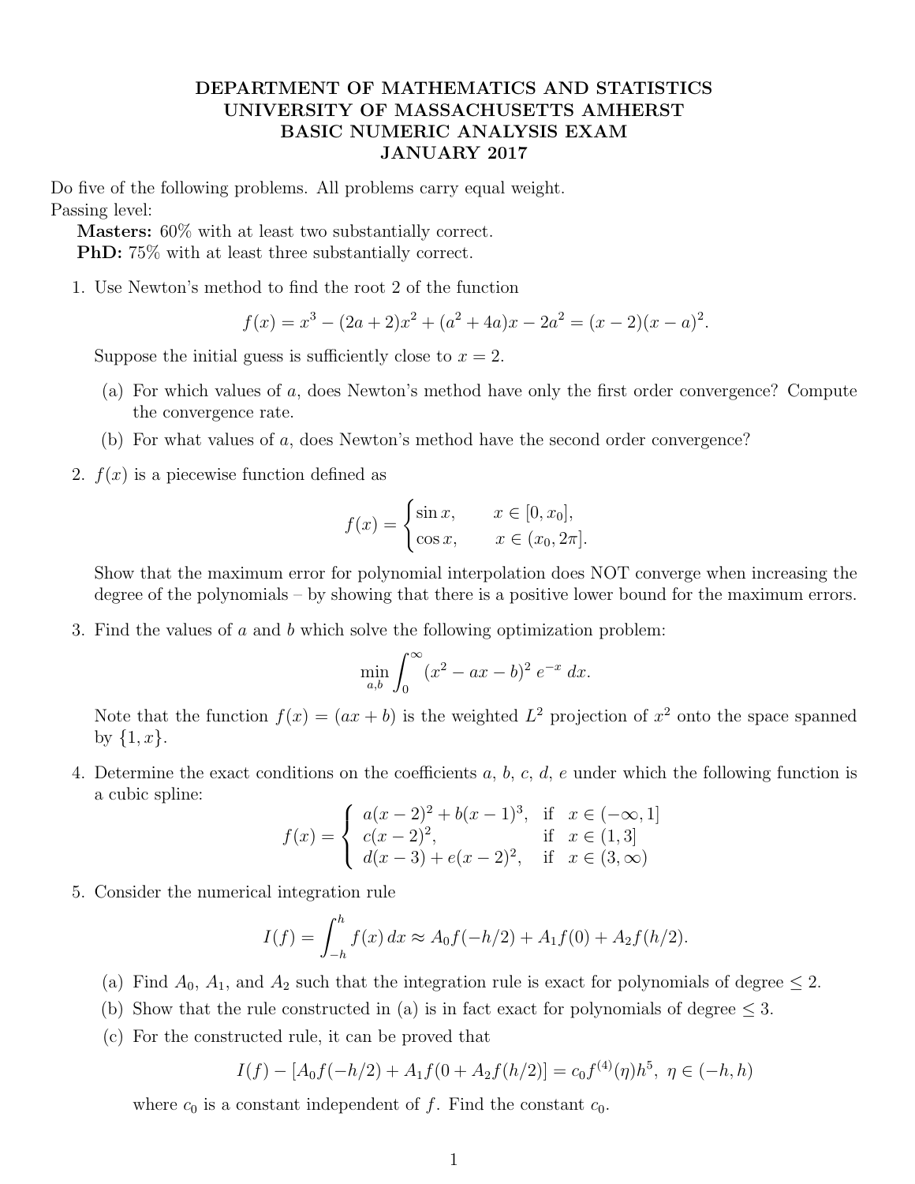# DEPARTMENT OF MATHEMATICS AND STATISTICS
# UNIVERSITY OF MASSACHUSETTS AMHERST
# BASIC NUMERIC ANALYSIS EXAM
# JANUARY 2017

Do five of the following problems. All problems carry equal weight.
Passing level:

**Masters:** 60% with at least two substantially correct.
**PhD:** 75% with at least three substantially correct.

1. Use Newton's method to find the root 2 of the function

$$f(x) = x^3 - (2a+2)x^2 + (a^2+4a)x - 2a^2 = (x-2)(x-a)^2.$$

Suppose the initial guess is sufficiently close to $x = 2$.

   (a) For which values of $a$, does Newton's method have only the first order convergence? Compute the convergence rate.

   (b) For what values of $a$, does Newton's method have the second order convergence?

2. $f(x)$ is a piecewise function defined as

$$f(x) = \begin{cases} \sin x, & x \in [0, x_0], \\ \cos x, & x \in (x_0, 2\pi]. \end{cases}$$

Show that the maximum error for polynomial interpolation does NOT converge when increasing the degree of the polynomials – by showing that there is a positive lower bound for the maximum errors.

3. Find the values of $a$ and $b$ which solve the following optimization problem:

$$\min_{a,b} \int_0^\infty (x^2 - ax - b)^2 \, e^{-x} \, dx.$$

Note that the function $f(x) = (ax + b)$ is the weighted $L^2$ projection of $x^2$ onto the space spanned by $\{1, x\}$.

4. Determine the exact conditions on the coefficients $a$, $b$, $c$, $d$, $e$ under which the following function is a cubic spline:

$$f(x) = \begin{cases} a(x-2)^2 + b(x-1)^3, & \text{if } x \in (-\infty, 1] \\ c(x-2)^2, & \text{if } x \in (1, 3] \\ d(x-3) + e(x-2)^2, & \text{if } x \in (3, \infty) \end{cases}$$

5. Consider the numerical integration rule

$$I(f) = \int_{-h}^{h} f(x) \, dx \approx A_0 f(-h/2) + A_1 f(0) + A_2 f(h/2).$$

   (a) Find $A_0$, $A_1$, and $A_2$ such that the integration rule is exact for polynomials of degree $\leq 2$.

   (b) Show that the rule constructed in (a) is in fact exact for polynomials of degree $\leq 3$.

   (c) For the constructed rule, it can be proved that

$$I(f) - [A_0 f(-h/2) + A_1 f(0 + A_2 f(h/2)] = c_0 f^{(4)}(\eta) h^5, \ \eta \in (-h, h)$$

   where $c_0$ is a constant independent of $f$. Find the constant $c_0$.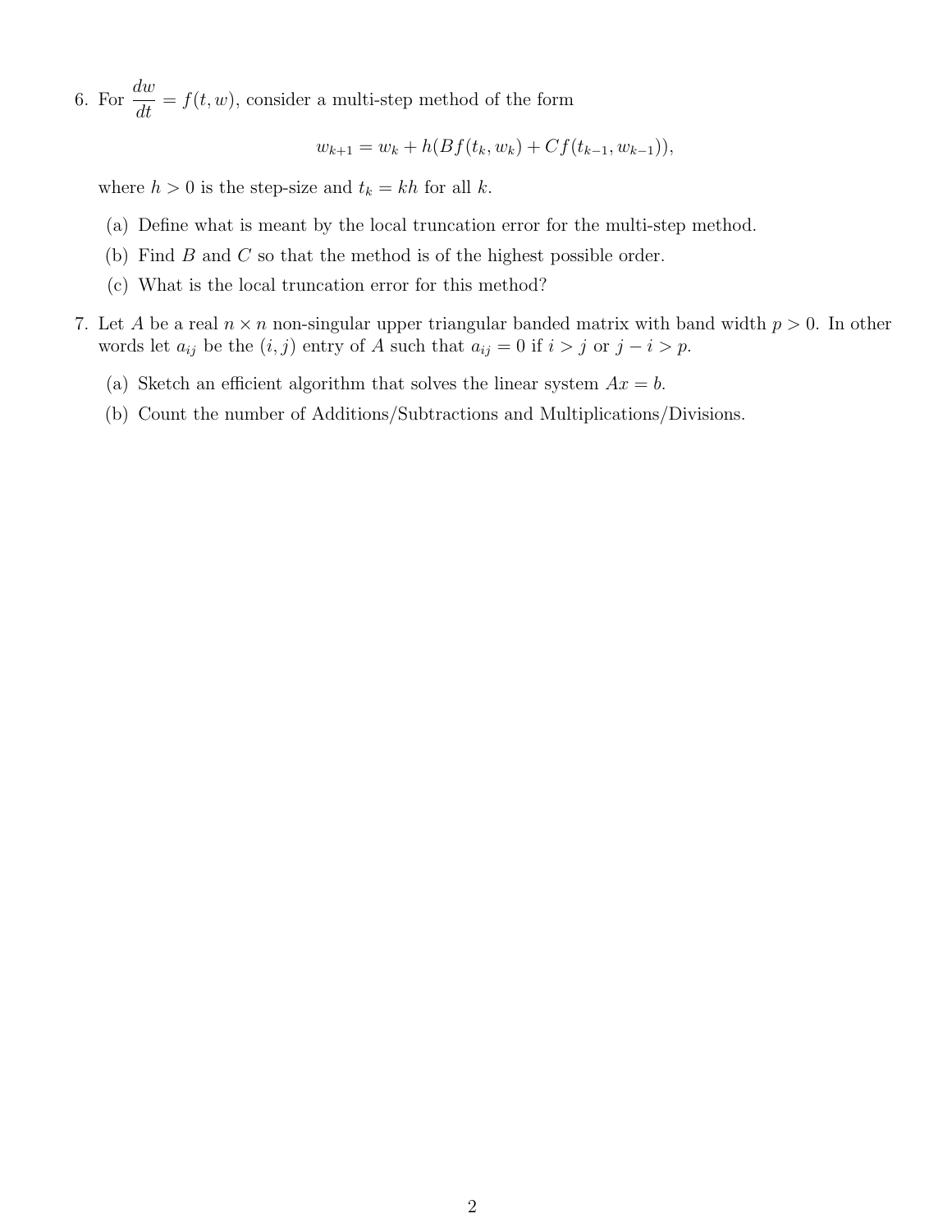6. For $\dfrac{dw}{dt} = f(t, w)$, consider a multi-step method of the form

$$w_{k+1} = w_k + h(Bf(t_k, w_k) + Cf(t_{k-1}, w_{k-1})),$$

where $h > 0$ is the step-size and $t_k = kh$ for all $k$.

   (a) Define what is meant by the local truncation error for the multi-step method.

   (b) Find $B$ and $C$ so that the method is of the highest possible order.

   (c) What is the local truncation error for this method?

7. Let $A$ be a real $n \times n$ non-singular upper triangular banded matrix with band width $p > 0$. In other words let $a_{ij}$ be the $(i, j)$ entry of $A$ such that $a_{ij} = 0$ if $i > j$ or $j - i > p$.

   (a) Sketch an efficient algorithm that solves the linear system $Ax = b$.

   (b) Count the number of Additions/Subtractions and Multiplications/Divisions.